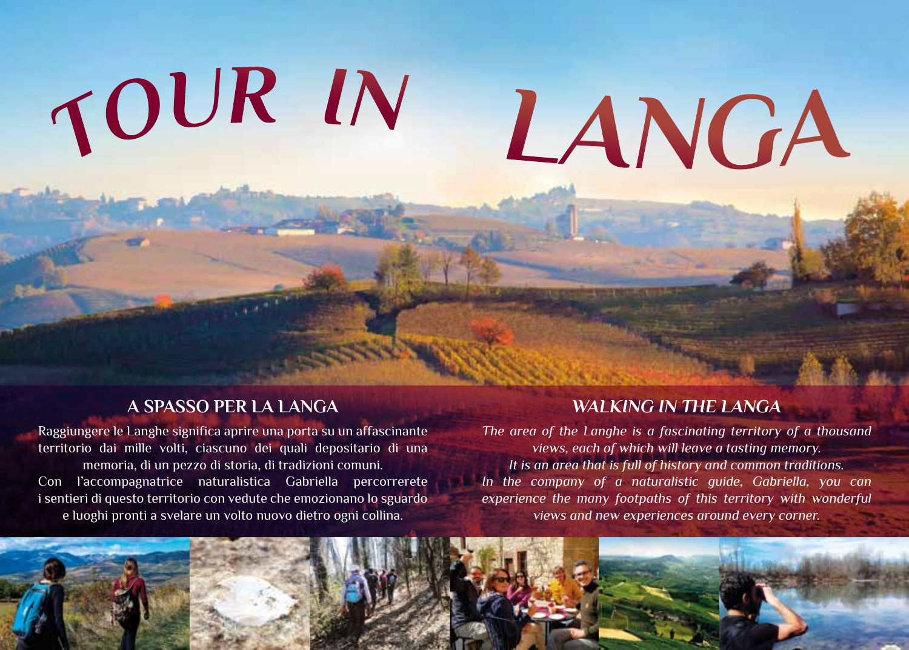# TOUR IN LANGA

## A SPASSO PER LA LANGA

Raggiungere le Langhe significa aprire una porta su un affascinante territorio dai mille volti, ciascuno dei quali depositario di una memoria, di un pezzo di storia, di tradizioni comuni.
Con l'accompagnatrice naturalistica Gabriella percorrerete i sentieri di questo territorio con vedute che emozionano lo sguardo e luoghi pronti a svelare un volto nuovo dietro ogni collina.

## *WALKING IN THE LANGA*

*The area of the Langhe is a fascinating territory of a thousand views, each of which will leave a tasting memory.*
*It is an area that is full of history and common traditions.*
*In the company of a naturalistic guide, Gabriella, you can experience the many footpaths of this territory with wonderful views and new experiences around every corner.*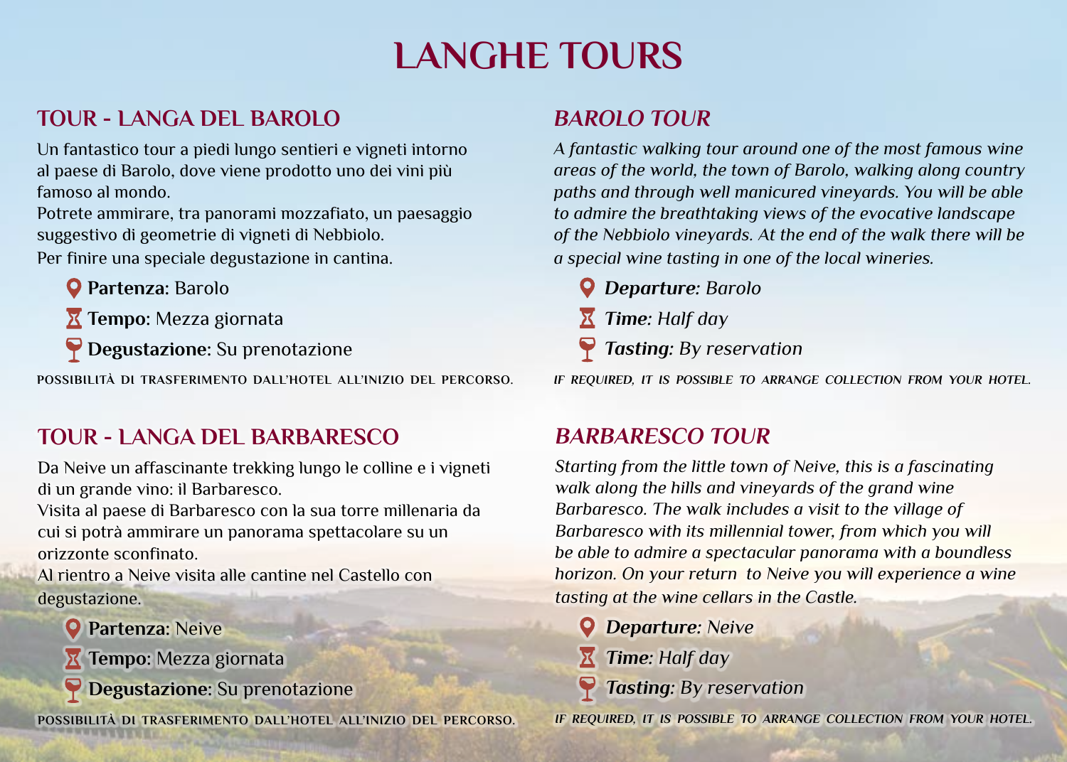# LANGHE TOURS

## TOUR - LANGA DEL BAROLO

Un fantastico tour a piedi lungo sentieri e vigneti intorno al paese di Barolo, dove viene prodotto uno dei vini più famoso al mondo.
Potrete ammirare, tra panorami mozzafiato, un paesaggio suggestivo di geometrie di vigneti di Nebbiolo.
Per finire una speciale degustazione in cantina.

- **Partenza**: Barolo
- **Tempo**: Mezza giornata
- **Degustazione**: Su prenotazione

POSSIBILITÀ DI TRASFERIMENTO DALL'HOTEL ALL'INIZIO DEL PERCORSO.

## *BAROLO TOUR*

*A fantastic walking tour around one of the most famous wine areas of the world, the town of Barolo, walking along country paths and through well manicured vineyards. You will be able to admire the breathtaking views of the evocative landscape of the Nebbiolo vineyards. At the end of the walk there will be a special wine tasting in one of the local wineries.*

- ***Departure**: Barolo*
- ***Time**: Half day*
- ***Tasting**: By reservation*

*IF REQUIRED, IT IS POSSIBLE TO ARRANGE COLLECTION FROM YOUR HOTEL.*

## TOUR - LANGA DEL BARBARESCO

Da Neive un affascinante trekking lungo le colline e i vigneti di un grande vino: il Barbaresco.
Visita al paese di Barbaresco con la sua torre millenaria da cui si potrà ammirare un panorama spettacolare su un orizzonte sconfinato.
Al rientro a Neive visita alle cantine nel Castello con degustazione.

- **Partenza**: Neive
- **Tempo**: Mezza giornata
- **Degustazione**: Su prenotazione

POSSIBILITÀ DI TRASFERIMENTO DALL'HOTEL ALL'INIZIO DEL PERCORSO.

## *BARBARESCO TOUR*

*Starting from the little town of Neive, this is a fascinating walk along the hills and vineyards of the grand wine Barbaresco. The walk includes a visit to the village of Barbaresco with its millennial tower, from which you will be able to admire a spectacular panorama with a boundless horizon. On your return to Neive you will experience a wine tasting at the wine cellars in the Castle.*

- ***Departure**: Neive*
- ***Time**: Half day*
- ***Tasting**: By reservation*

*IF REQUIRED, IT IS POSSIBLE TO ARRANGE COLLECTION FROM YOUR HOTEL.*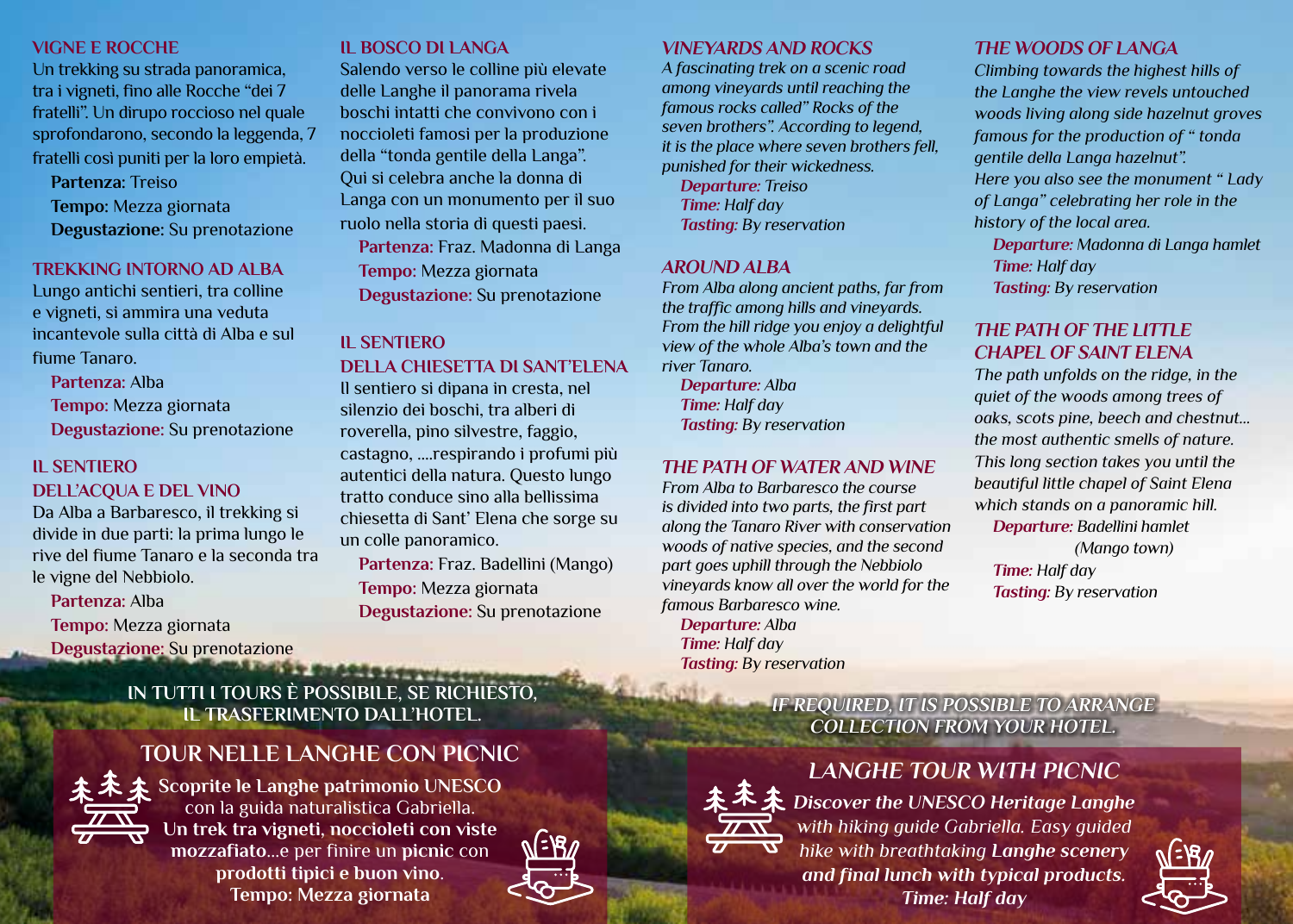## VIGNE E ROCCHE

Un trekking su strada panoramica, tra i vigneti, fino alle Rocche "dei 7 fratelli". Un dirupo roccioso nel quale sprofondarono, secondo la leggenda, 7 fratelli così puniti per la loro empietà.

**Partenza**: Treiso
**Tempo**: Mezza giornata
**Degustazione**: Su prenotazione

## TREKKING INTORNO AD ALBA

Lungo antichi sentieri, tra colline e vigneti, si ammira una veduta incantevole sulla città di Alba e sul fiume Tanaro.

**Partenza**: Alba
**Tempo**: Mezza giornata
**Degustazione**: Su prenotazione

## IL SENTIERO DELL'ACQUA E DEL VINO

Da Alba a Barbaresco, il trekking si divide in due parti: la prima lungo le rive del fiume Tanaro e la seconda tra le vigne del Nebbiolo.

**Partenza**: Alba
**Tempo**: Mezza giornata
**Degustazione**: Su prenotazione

## IL BOSCO DI LANGA

Salendo verso le colline più elevate delle Langhe il panorama rivela boschi intatti che convivono con i noccioleti famosi per la produzione della "tonda gentile della Langa". Qui si celebra anche la donna di Langa con un monumento per il suo ruolo nella storia di questi paesi.

**Partenza**: Fraz. Madonna di Langa
**Tempo**: Mezza giornata
**Degustazione**: Su prenotazione

## IL SENTIERO DELLA CHIESETTA DI SANT'ELENA

Il sentiero si dipana in cresta, nel silenzio dei boschi, tra alberi di roverella, pino silvestre, faggio, castagno, ....respirando i profumi più autentici della natura. Questo lungo tratto conduce sino alla bellissima chiesetta di Sant' Elena che sorge su un colle panoramico.

**Partenza**: Fraz. Badellini (Mango)
**Tempo**: Mezza giornata
**Degustazione**: Su prenotazione

## *VINEYARDS AND ROCKS*

*A fascinating trek on a scenic road among vineyards until reaching the famous rocks called" Rocks of the seven brothers". According to legend, it is the place where seven brothers fell, punished for their wickedness.*

***Departure***: *Treiso*
***Time***: *Half day*
***Tasting***: *By reservation*

## *AROUND ALBA*

*From Alba along ancient paths, far from the traffic among hills and vineyards. From the hill ridge you enjoy a delightful view of the whole Alba's town and the river Tanaro.*

***Departure***: *Alba*
***Time***: *Half day*
***Tasting***: *By reservation*

## *THE PATH OF WATER AND WINE*

*From Alba to Barbaresco the course is divided into two parts, the first part along the Tanaro River with conservation woods of native species, and the second part goes uphill through the Nebbiolo vineyards know all over the world for the famous Barbaresco wine.*

***Departure***: *Alba*
***Time***: *Half day*
***Tasting***: *By reservation*

## *THE WOODS OF LANGA*

*Climbing towards the highest hills of the Langhe the view revels untouched woods living along side hazelnut groves famous for the production of " tonda gentile della Langa hazelnut". Here you also see the monument " Lady of Langa" celebrating her role in the history of the local area.*

***Departure***: *Madonna di Langa hamlet*
***Time***: *Half day*
***Tasting***: *By reservation*

## *THE PATH OF THE LITTLE CHAPEL OF SAINT ELENA*

*The path unfolds on the ridge, in the quiet of the woods among trees of oaks, scots pine, beech and chestnut... the most authentic smells of nature. This long section takes you until the beautiful little chapel of Saint Elena which stands on a panoramic hill.*

***Departure***: *Badellini hamlet (Mango town)*
***Time***: *Half day*
***Tasting***: *By reservation*

**IN TUTTI I TOURS È POSSIBILE, SE RICHIESTO, IL TRASFERIMENTO DALL'HOTEL.**

***IF REQUIRED, IT IS POSSIBLE TO ARRANGE COLLECTION FROM YOUR HOTEL.***

## TOUR NELLE LANGHE CON PICNIC

**Scoprite le Langhe patrimonio** UNESCO con la guida naturalistica Gabriella. **Un trek tra vigneti, noccioleti con viste mozzafiato**...e per finire un **picnic** con **prodotti tipici e buon vino**.
**Tempo: Mezza giornata**

## *LANGHE TOUR WITH PICNIC*

***Discover the UNESCO Heritage Langhe*** *with hiking guide Gabriella. Easy guided hike with breathtaking* ***Langhe scenery and final lunch with typical products.***
***Time: Half day***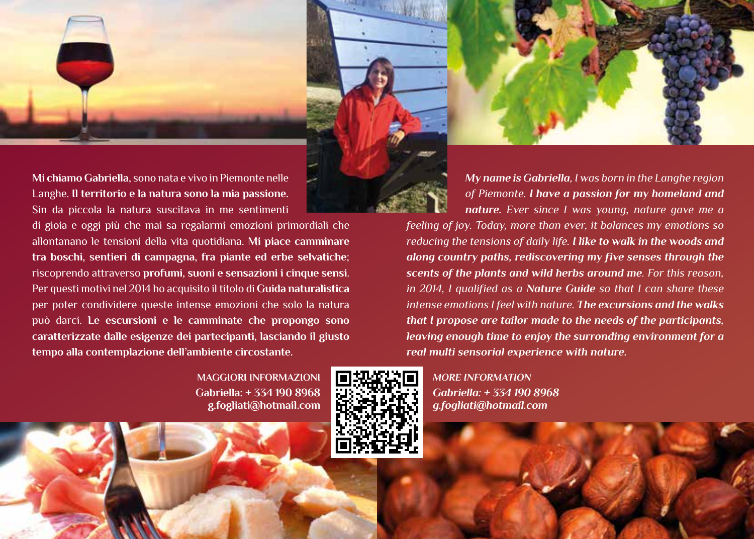**Mi chiamo Gabriella**, sono nata e vivo in Piemonte nelle Langhe. **Il territorio e la natura sono la mia passione.** Sin da piccola la natura suscitava in me sentimenti di gioia e oggi più che mai sa regalarmi emozioni primordiali che allontanano le tensioni della vita quotidiana. **Mi piace camminare tra boschi, sentieri di campagna, fra piante ed erbe selvatiche**; riscoprendo attraverso **profumi, suoni e sensazioni i cinque sensi**. Per questi motivi nel 2014 ho acquisito il titolo di **Guida naturalistica** per poter condividere queste intense emozioni che solo la natura può darci. **Le escursioni e le camminate che propongo sono caratterizzate dalle esigenze dei partecipanti, lasciando il giusto tempo alla contemplazione dell'ambiente circostante.**

MAGGIORI INFORMAZIONI
**Gabriella: + 334 190 8968**
**g.fogliati@hotmail.com**

***My name is Gabriella**, I was born in the Langhe region of Piemonte. **I have a passion for my homeland and nature.** Ever since I was young, nature gave me a feeling of joy. Today, more than ever, it balances my emotions so reducing the tensions of daily life. **I like to walk in the woods and along country paths, rediscovering my five senses through the scents of the plants and wild herbs around me.** For this reason, in 2014, I qualified as a **Nature Guide** so that I can share these intense emotions I feel with nature. **The excursions and the walks that I propose are tailor made to the needs of the participants, leaving enough time to enjoy the surronding environment for a real multi sensorial experience with nature.***

*MORE INFORMATION*
***Gabriella: + 334 190 8968***
***g.fogliati@hotmail.com***